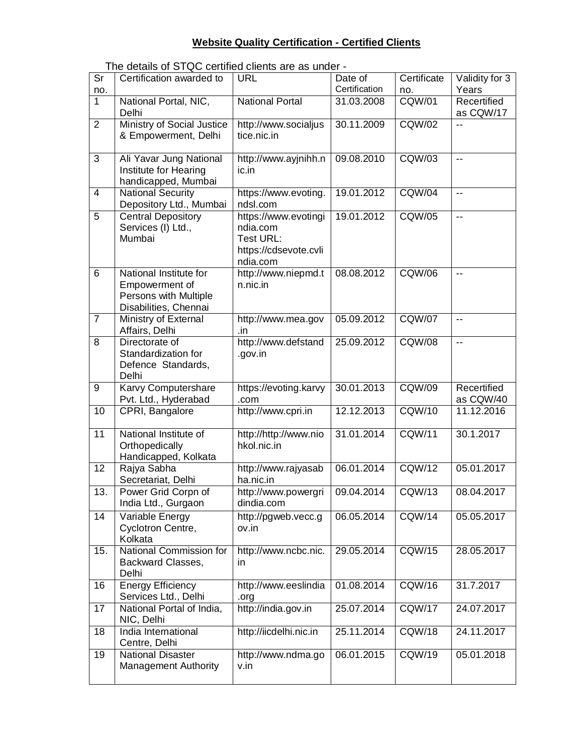## **Website Quality Certification - Certified Clients**

The details of STQC certified clients are as under -

| Sr no. | Certification awarded to | URL | Date of Certification | Certificate no. | Validity for 3 Years |
|---|---|---|---|---|---|
| 1 | National Portal, NIC, Delhi | National Portal | 31.03.2008 | CQW/01 | Recertified as CQW/17 |
| 2 | Ministry of Social Justice & Empowerment, Delhi | http://www.socialjustice.nic.in | 30.11.2009 | CQW/02 | -- |
| 3 | Ali Yavar Jung National Institute for Hearing handicapped, Mumbai | http://www.ayjnihh.nic.in | 09.08.2010 | CQW/03 | -- |
| 4 | National Security Depository Ltd., Mumbai | https://www.evoting.ndsl.com | 19.01.2012 | CQW/04 | -- |
| 5 | Central Depository Services (I) Ltd., Mumbai | https://www.evotingindia.com Test URL: https://cdsevote.cvlindia.com | 19.01.2012 | CQW/05 | -- |
| 6 | National Institute for Empowerment of Persons with Multiple Disabilities, Chennai | http://www.niepmd.tn.nic.in | 08.08.2012 | CQW/06 | -- |
| 7 | Ministry of External Affairs, Delhi | http://www.mea.gov.in | 05.09.2012 | CQW/07 | -- |
| 8 | Directorate of Standardization for Defence Standards, Delhi | http://www.defstand.gov.in | 25.09.2012 | CQW/08 | -- |
| 9 | Karvy Computershare Pvt. Ltd., Hyderabad | https://evoting.karvy.com | 30.01.2013 | CQW/09 | Recertified as CQW/40 |
| 10 | CPRI, Bangalore | http://www.cpri.in | 12.12.2013 | CQW/10 | 11.12.2016 |
| 11 | National Institute of Orthopedically Handicapped, Kolkata | http://http://www.niohkol.nic.in | 31.01.2014 | CQW/11 | 30.1.2017 |
| 12 | Rajya Sabha Secretariat, Delhi | http://www.rajyasabha.nic.in | 06.01.2014 | CQW/12 | 05.01.2017 |
| 13. | Power Grid Corpn of India Ltd., Gurgaon | http://www.powergridindia.com | 09.04.2014 | CQW/13 | 08.04.2017 |
| 14 | Variable Energy Cyclotron Centre, Kolkata | http://pgweb.vecc.gov.in | 06.05.2014 | CQW/14 | 05.05.2017 |
| 15. | National Commission for Backward Classes, Delhi | http://www.ncbc.nic.in | 29.05.2014 | CQW/15 | 28.05.2017 |
| 16 | Energy Efficiency Services Ltd., Delhi | http://www.eeslindia.org | 01.08.2014 | CQW/16 | 31.7.2017 |
| 17 | National Portal of India, NIC, Delhi | http://india.gov.in | 25.07.2014 | CQW/17 | 24.07.2017 |
| 18 | India International Centre, Delhi | http://iicdelhi.nic.in | 25.11.2014 | CQW/18 | 24.11.2017 |
| 19 | National Disaster Management Authority | http://www.ndma.gov.in | 06.01.2015 | CQW/19 | 05.01.2018 |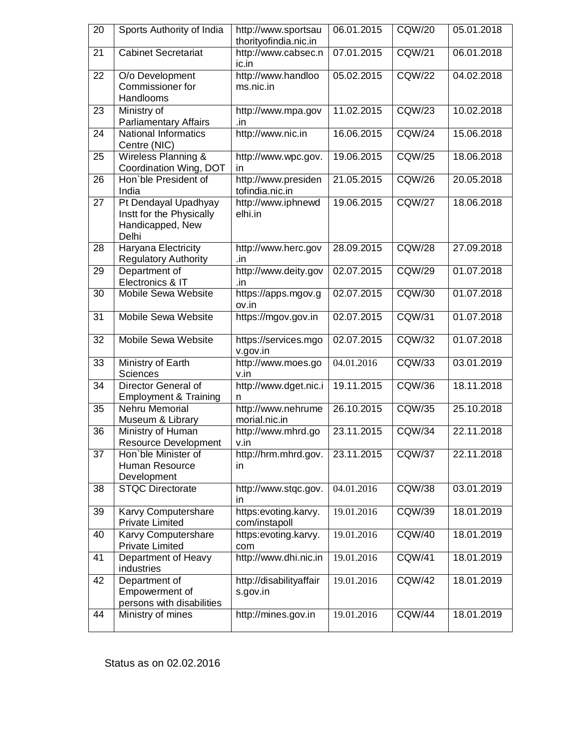| | | | | | |
|---|---|---|---|---|---|
| 20 | Sports Authority of India | http://www.sportsauthorityofindia.nic.in | 06.01.2015 | CQW/20 | 05.01.2018 |
| 21 | Cabinet Secretariat | http://www.cabsec.nic.in | 07.01.2015 | CQW/21 | 06.01.2018 |
| 22 | O/o Development Commissioner for Handlooms | http://www.handlooms.nic.in | 05.02.2015 | CQW/22 | 04.02.2018 |
| 23 | Ministry of Parliamentary Affairs | http://www.mpa.gov.in | 11.02.2015 | CQW/23 | 10.02.2018 |
| 24 | National Informatics Centre (NIC) | http://www.nic.in | 16.06.2015 | CQW/24 | 15.06.2018 |
| 25 | Wireless Planning & Coordination Wing, DOT | http://www.wpc.gov.in | 19.06.2015 | CQW/25 | 18.06.2018 |
| 26 | Hon`ble President of India | http://www.presidentofindia.nic.in | 21.05.2015 | CQW/26 | 20.05.2018 |
| 27 | Pt Dendayal Upadhyay Instt for the Physically Handicapped, New Delhi | http://www.iphnewdelhi.in | 19.06.2015 | CQW/27 | 18.06.2018 |
| 28 | Haryana Electricity Regulatory Authority | http://www.herc.gov.in | 28.09.2015 | CQW/28 | 27.09.2018 |
| 29 | Department of Electronics & IT | http://www.deity.gov.in | 02.07.2015 | CQW/29 | 01.07.2018 |
| 30 | Mobile Sewa Website | https://apps.mgov.gov.in | 02.07.2015 | CQW/30 | 01.07.2018 |
| 31 | Mobile Sewa Website | https://mgov.gov.in | 02.07.2015 | CQW/31 | 01.07.2018 |
| 32 | Mobile Sewa Website | https://services.mgov.gov.in | 02.07.2015 | CQW/32 | 01.07.2018 |
| 33 | Ministry of Earth Sciences | http://www.moes.gov.in | 04.01.2016 | CQW/33 | 03.01.2019 |
| 34 | Director General of Employment & Training | http://www.dget.nic.in | 19.11.2015 | CQW/36 | 18.11.2018 |
| 35 | Nehru Memorial Museum & Library | http://www.nehrumemorial.nic.in | 26.10.2015 | CQW/35 | 25.10.2018 |
| 36 | Ministry of Human Resource Development | http://www.mhrd.gov.in | 23.11.2015 | CQW/34 | 22.11.2018 |
| 37 | Hon`ble Minister of Human Resource Development | http://hrm.mhrd.gov.in | 23.11.2015 | CQW/37 | 22.11.2018 |
| 38 | STQC Directorate | http://www.stqc.gov.in | 04.01.2016 | CQW/38 | 03.01.2019 |
| 39 | Karvy Computershare Private Limited | https:evoting.karvy.com/instapoll | 19.01.2016 | CQW/39 | 18.01.2019 |
| 40 | Karvy Computershare Private Limited | https:evoting.karvy.com | 19.01.2016 | CQW/40 | 18.01.2019 |
| 41 | Department of Heavy industries | http://www.dhi.nic.in | 19.01.2016 | CQW/41 | 18.01.2019 |
| 42 | Department of Empowerment of persons with disabilities | http://disabilityaffairs.gov.in | 19.01.2016 | CQW/42 | 18.01.2019 |
| 44 | Ministry of mines | http://mines.gov.in | 19.01.2016 | CQW/44 | 18.01.2019 |

Status as on 02.02.2016